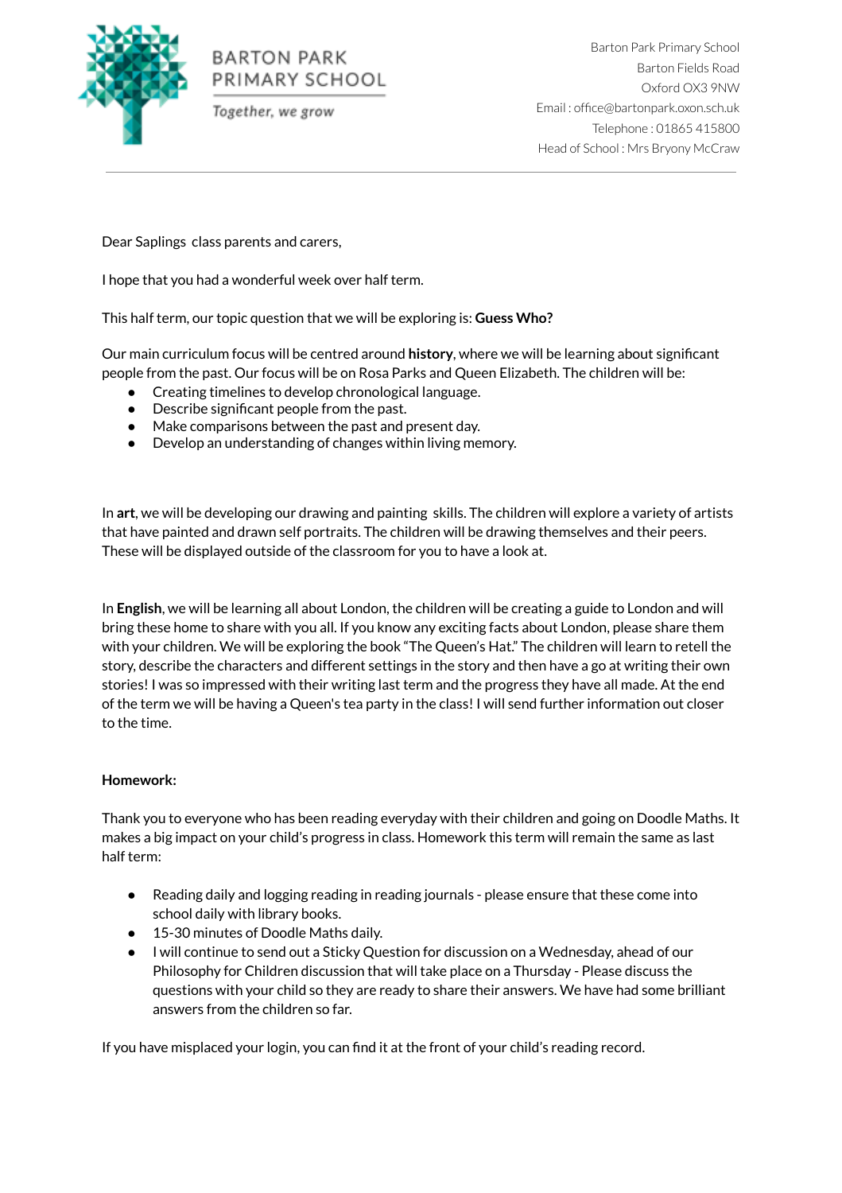**BARTON PARK PRIMARY SCHOOL**

*Together, we grow*

Barton Park Primary School
Barton Fields Road
Oxford OX3 9NW
Email : office@bartonpark.oxon.sch.uk
Telephone : 01865 415800
Head of School : Mrs Bryony McCraw

---

Dear Saplings class parents and carers,

I hope that you had a wonderful week over half term.

This half term, our topic question that we will be exploring is: **Guess Who?**

Our main curriculum focus will be centred around **history**, where we will be learning about significant people from the past. Our focus will be on Rosa Parks and Queen Elizabeth. The children will be:

- Creating timelines to develop chronological language.
- Describe significant people from the past.
- Make comparisons between the past and present day.
- Develop an understanding of changes within living memory.

In **art**, we will be developing our drawing and painting skills. The children will explore a variety of artists that have painted and drawn self portraits. The children will be drawing themselves and their peers. These will be displayed outside of the classroom for you to have a look at.

In **English**, we will be learning all about London, the children will be creating a guide to London and will bring these home to share with you all. If you know any exciting facts about London, please share them with your children. We will be exploring the book "The Queen's Hat." The children will learn to retell the story, describe the characters and different settings in the story and then have a go at writing their own stories! I was so impressed with their writing last term and the progress they have all made. At the end of the term we will be having a Queen's tea party in the class! I will send further information out closer to the time.

**Homework:**

Thank you to everyone who has been reading everyday with their children and going on Doodle Maths. It makes a big impact on your child's progress in class. Homework this term will remain the same as last half term:

- Reading daily and logging reading in reading journals - please ensure that these come into school daily with library books.
- 15-30 minutes of Doodle Maths daily.
- I will continue to send out a Sticky Question for discussion on a Wednesday, ahead of our Philosophy for Children discussion that will take place on a Thursday - Please discuss the questions with your child so they are ready to share their answers. We have had some brilliant answers from the children so far.

If you have misplaced your login, you can find it at the front of your child's reading record.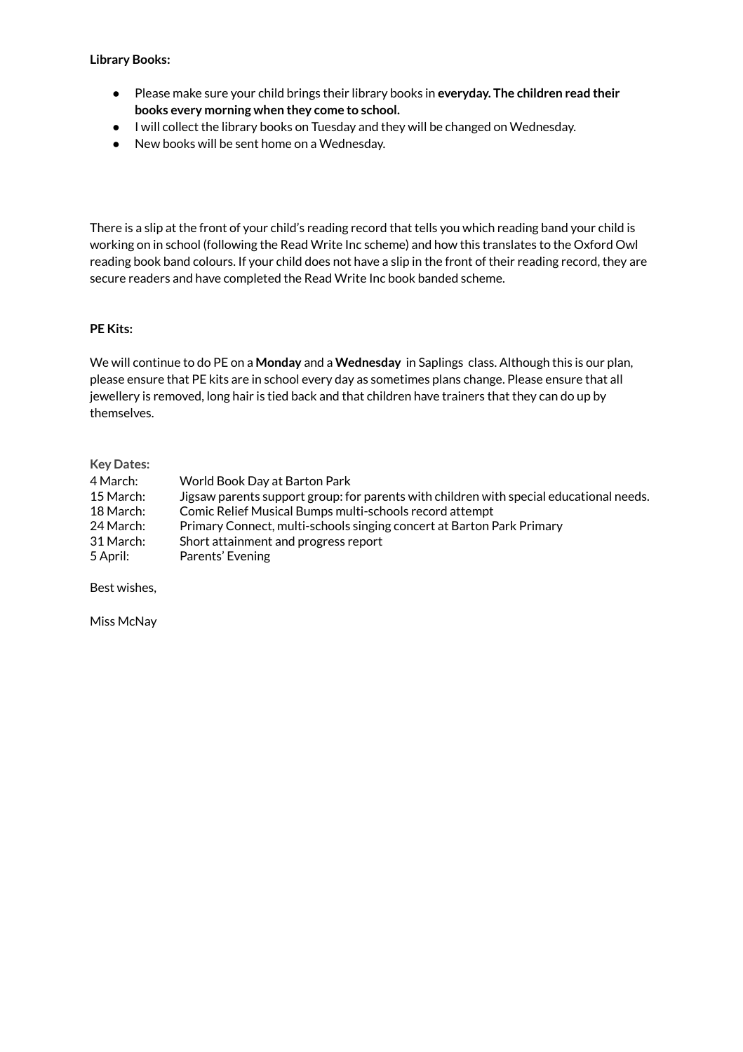**Library Books:**

- Please make sure your child brings their library books in **everyday. The children read their books every morning when they come to school.**
- I will collect the library books on Tuesday and they will be changed on Wednesday.
- New books will be sent home on a Wednesday.

There is a slip at the front of your child's reading record that tells you which reading band your child is working on in school (following the Read Write Inc scheme) and how this translates to the Oxford Owl reading book band colours. If your child does not have a slip in the front of their reading record, they are secure readers and have completed the Read Write Inc book banded scheme.

**PE Kits:**

We will continue to do PE on a **Monday** and a **Wednesday** in Saplings class. Although this is our plan, please ensure that PE kits are in school every day as sometimes plans change. Please ensure that all jewellery is removed, long hair is tied back and that children have trainers that they can do up by themselves.

**Key Dates:**

| | |
|---|---|
| 4 March: | World Book Day at Barton Park |
| 15 March: | Jigsaw parents support group: for parents with children with special educational needs. |
| 18 March: | Comic Relief Musical Bumps multi-schools record attempt |
| 24 March: | Primary Connect, multi-schools singing concert at Barton Park Primary |
| 31 March: | Short attainment and progress report |
| 5 April: | Parents' Evening |

Best wishes,

Miss McNay